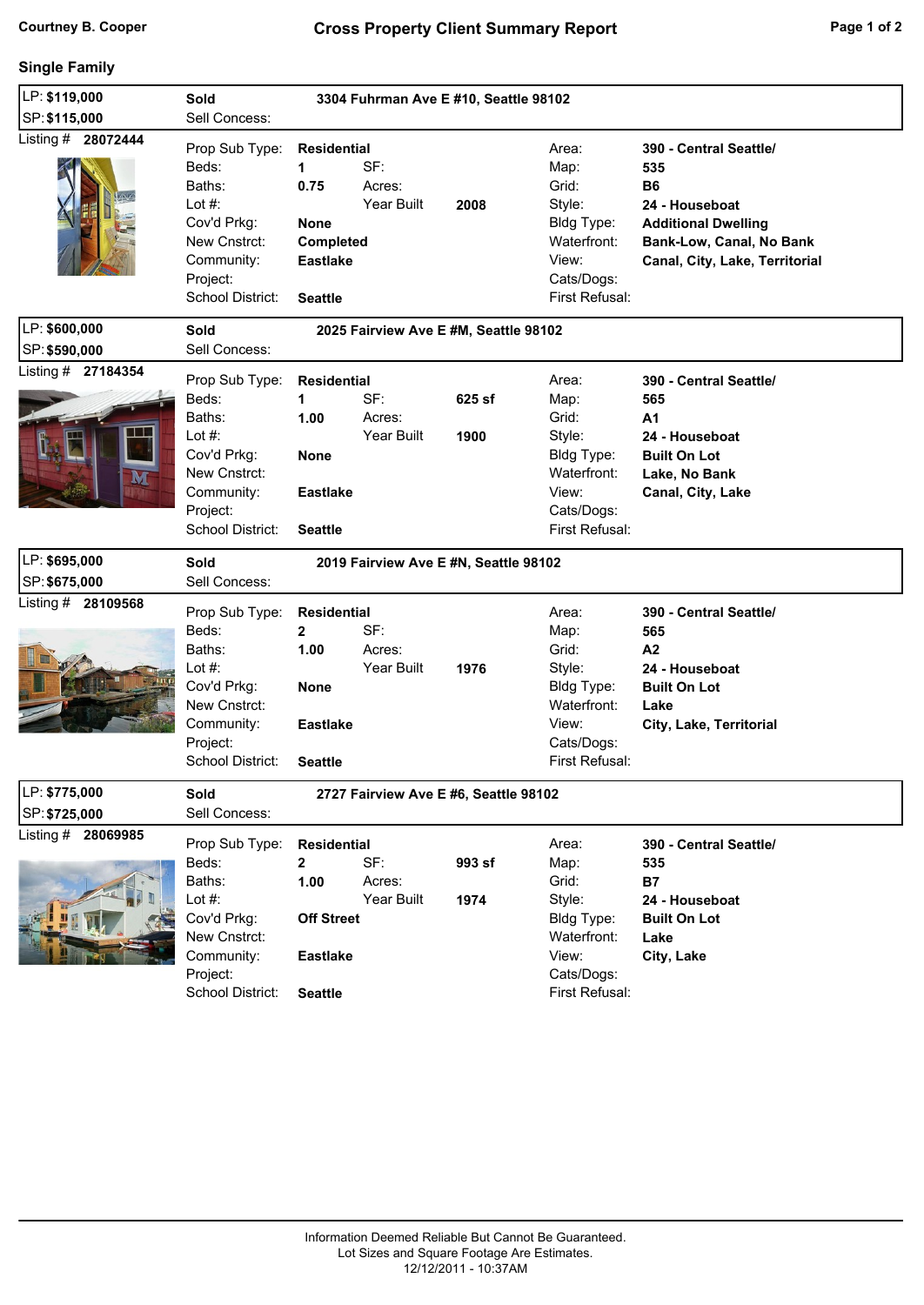Courtney B. Cooper

# Cross Property Client Summary Report

## Single Family

| LP: $119,000 | Sold | 3304 Fuhrman Ave E #10, Seattle 98102 |
|---|---|---|
| SP: $115,000 | Sell Concess: | |

Listing # **28072444**

| | | | | | |
|---|---|---|---|---|---|
| Prop Sub Type: | **Residential** | | | Area: | **390 - Central Seattle/** |
| Beds: | **1** | SF: | | Map: | **535** |
| Baths: | **0.75** | Acres: | | Grid: | **B6** |
| Lot #: | | Year Built | **2008** | Style: | **24 - Houseboat** |
| Cov'd Prkg: | **None** | | | Bldg Type: | **Additional Dwelling** |
| New Cnstrct: | **Completed** | | | Waterfront: | **Bank-Low, Canal, No Bank** |
| Community: | **Eastlake** | | | View: | **Canal, City, Lake, Territorial** |
| Project: | | | | Cats/Dogs: | |
| School District: | **Seattle** | | | First Refusal: | |

| LP: $600,000 | Sold | 2025 Fairview Ave E #M, Seattle 98102 |
|---|---|---|
| SP: $590,000 | Sell Concess: | |

Listing # **27184354**

| | | | | | |
|---|---|---|---|---|---|
| Prop Sub Type: | **Residential** | | | Area: | **390 - Central Seattle/** |
| Beds: | **1** | SF: | **625 sf** | Map: | **565** |
| Baths: | **1.00** | Acres: | | Grid: | **A1** |
| Lot #: | | Year Built | **1900** | Style: | **24 - Houseboat** |
| Cov'd Prkg: | **None** | | | Bldg Type: | **Built On Lot** |
| New Cnstrct: | | | | Waterfront: | **Lake, No Bank** |
| Community: | **Eastlake** | | | View: | **Canal, City, Lake** |
| Project: | | | | Cats/Dogs: | |
| School District: | **Seattle** | | | First Refusal: | |

| LP: $695,000 | Sold | 2019 Fairview Ave E #N, Seattle 98102 |
|---|---|---|
| SP: $675,000 | Sell Concess: | |

Listing # **28109568**

| | | | | | |
|---|---|---|---|---|---|
| Prop Sub Type: | **Residential** | | | Area: | **390 - Central Seattle/** |
| Beds: | **2** | SF: | | Map: | **565** |
| Baths: | **1.00** | Acres: | | Grid: | **A2** |
| Lot #: | | Year Built | **1976** | Style: | **24 - Houseboat** |
| Cov'd Prkg: | **None** | | | Bldg Type: | **Built On Lot** |
| New Cnstrct: | | | | Waterfront: | **Lake** |
| Community: | **Eastlake** | | | View: | **City, Lake, Territorial** |
| Project: | | | | Cats/Dogs: | |
| School District: | **Seattle** | | | First Refusal: | |

| LP: $775,000 | Sold | 2727 Fairview Ave E #6, Seattle 98102 |
|---|---|---|
| SP: $725,000 | Sell Concess: | |

Listing # **28069985**

| | | | | | |
|---|---|---|---|---|---|
| Prop Sub Type: | **Residential** | | | Area: | **390 - Central Seattle/** |
| Beds: | **2** | SF: | **993 sf** | Map: | **535** |
| Baths: | **1.00** | Acres: | | Grid: | **B7** |
| Lot #: | | Year Built | **1974** | Style: | **24 - Houseboat** |
| Cov'd Prkg: | **Off Street** | | | Bldg Type: | **Built On Lot** |
| New Cnstrct: | | | | Waterfront: | **Lake** |
| Community: | **Eastlake** | | | View: | **City, Lake** |
| Project: | | | | Cats/Dogs: | |
| School District: | **Seattle** | | | First Refusal: | |

Information Deemed Reliable But Cannot Be Guaranteed.
Lot Sizes and Square Footage Are Estimates.
12/12/2011 - 10:37AM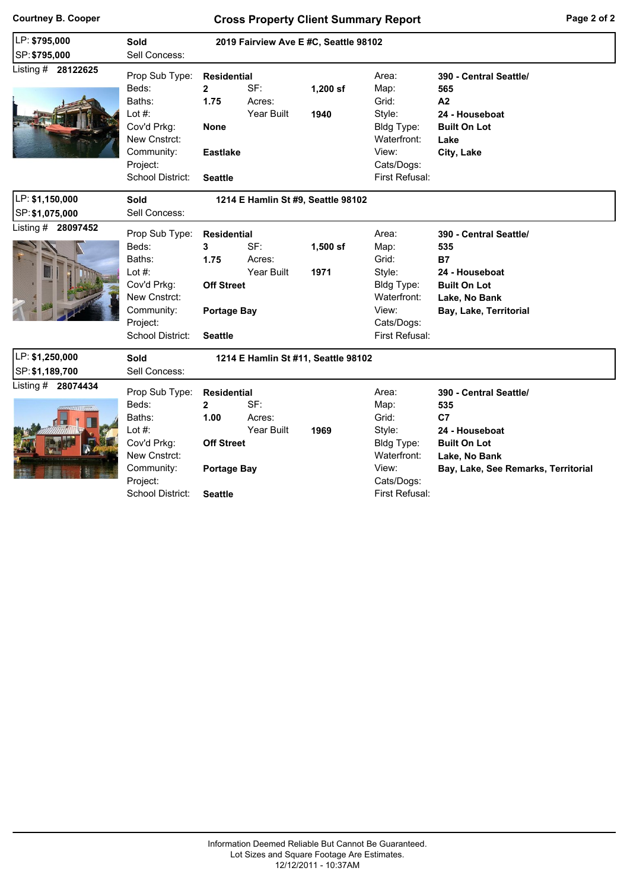Courtney B. Cooper

# Cross Property Client Summary Report

| | | | | | | | |
|---|---|---|---|---|---|---|---|
| LP: **$795,000** | **Sold** | **2019 Fairview Ave E #C, Seattle 98102** | | | | | |
| SP: **$795,000** | Sell Concess: | | | | | | |
| Listing # **28122625** | Prop Sub Type: | **Residential** | | | Area: | **390 - Central Seattle/** | |
| | Beds: | **2** | SF: | **1,200 sf** | Map: | **565** | |
| | Baths: | **1.75** | Acres: | | Grid: | **A2** | |
| | Lot #: | | Year Built | **1940** | Style: | **24 - Houseboat** | |
| | Cov'd Prkg: | **None** | | | Bldg Type: | **Built On Lot** | |
| | New Cnstrct: | | | | Waterfront: | **Lake** | |
| | Community: | **Eastlake** | | | View: | **City, Lake** | |
| | Project: | | | | Cats/Dogs: | | |
| | School District: | **Seattle** | | | First Refusal: | | |

| | | | | | | | |
|---|---|---|---|---|---|---|---|
| LP: **$1,150,000** | **Sold** | **1214 E Hamlin St #9, Seattle 98102** | | | | | |
| SP: **$1,075,000** | Sell Concess: | | | | | | |
| Listing # **28097452** | Prop Sub Type: | **Residential** | | | Area: | **390 - Central Seattle/** | |
| | Beds: | **3** | SF: | **1,500 sf** | Map: | **535** | |
| | Baths: | **1.75** | Acres: | | Grid: | **B7** | |
| | Lot #: | | Year Built | **1971** | Style: | **24 - Houseboat** | |
| | Cov'd Prkg: | **Off Street** | | | Bldg Type: | **Built On Lot** | |
| | New Cnstrct: | | | | Waterfront: | **Lake, No Bank** | |
| | Community: | **Portage Bay** | | | View: | **Bay, Lake, Territorial** | |
| | Project: | | | | Cats/Dogs: | | |
| | School District: | **Seattle** | | | First Refusal: | | |

| | | | | | | | |
|---|---|---|---|---|---|---|---|
| LP: **$1,250,000** | **Sold** | **1214 E Hamlin St #11, Seattle 98102** | | | | | |
| SP: **$1,189,700** | Sell Concess: | | | | | | |
| Listing # **28074434** | Prop Sub Type: | **Residential** | | | Area: | **390 - Central Seattle/** | |
| | Beds: | **2** | SF: | | Map: | **535** | |
| | Baths: | **1.00** | Acres: | | Grid: | **C7** | |
| | Lot #: | | Year Built | **1969** | Style: | **24 - Houseboat** | |
| | Cov'd Prkg: | **Off Street** | | | Bldg Type: | **Built On Lot** | |
| | New Cnstrct: | | | | Waterfront: | **Lake, No Bank** | |
| | Community: | **Portage Bay** | | | View: | **Bay, Lake, See Remarks, Territorial** | |
| | Project: | | | | Cats/Dogs: | | |
| | School District: | **Seattle** | | | First Refusal: | | |

Information Deemed Reliable But Cannot Be Guaranteed.
Lot Sizes and Square Footage Are Estimates.
12/12/2011 - 10:37AM